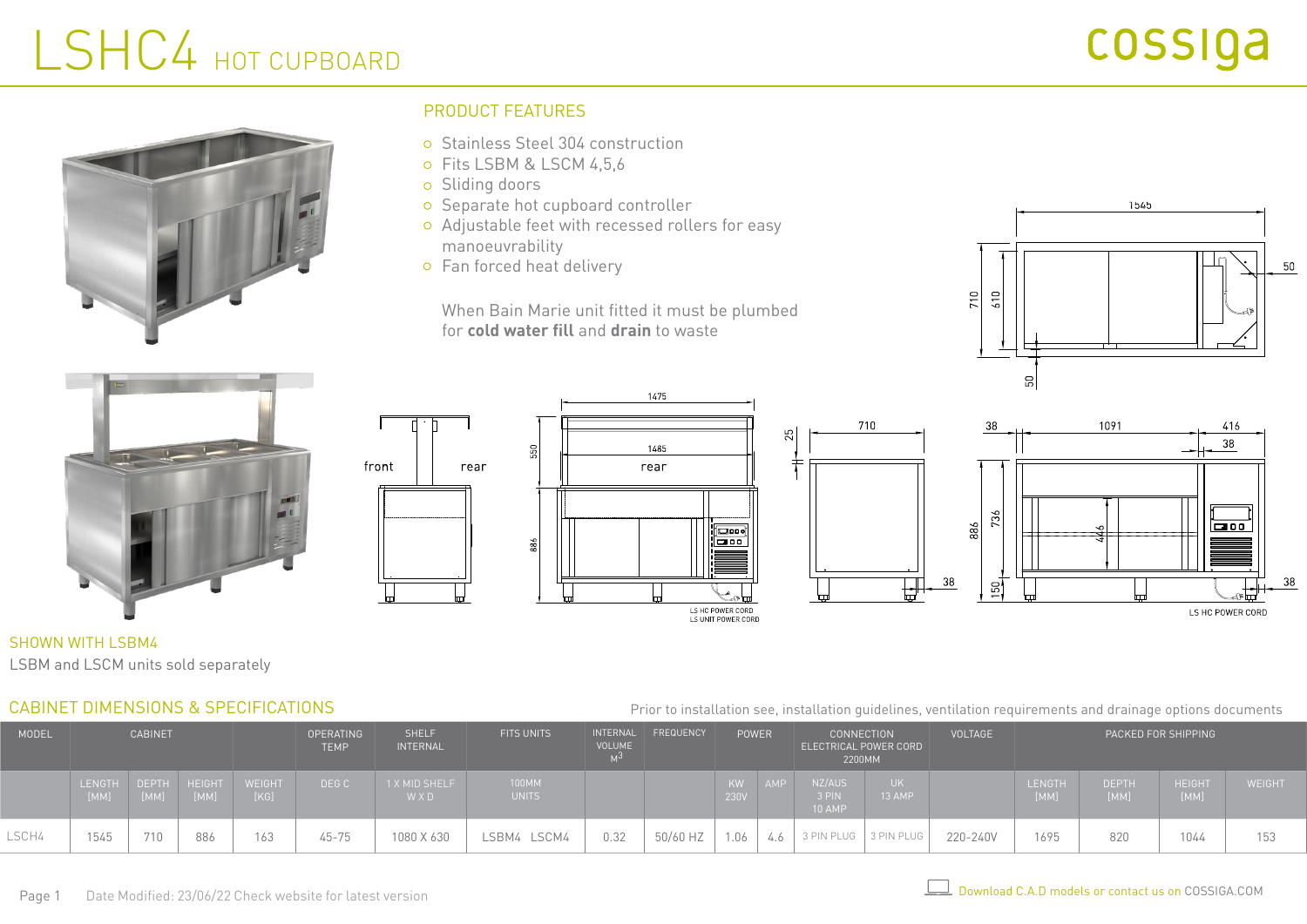# LSHC4 HOT CUPBOARD

cossiga

## PRODUCT FEATURES

- Stainless Steel 304 construction
- Fits LSBM & LSCM 4,5,6
- Sliding doors
- Separate hot cupboard controller
- Adjustable feet with recessed rollers for easy manoeuvrability
- Fan forced heat delivery

When Bain Marie unit fitted it must be plumbed for **cold water fill** and **drain** to waste

SHOWN WITH LSBM4

LSBM and LSCM units sold separately

## CABINET DIMENSIONS & SPECIFICATIONS

Prior to installation see, installation guidelines, ventilation requirements and drainage options documents

| MODEL | CABINET | | | | OPERATING TEMP | SHELF INTERNAL | FITS UNITS | INTERNAL VOLUME $M^3$ | FREQUENCY | POWER | | CONNECTION ELECTRICAL POWER CORD 2200MM | | VOLTAGE | PACKED FOR SHIPPING | | | |
|---|---|---|---|---|---|---|---|---|---|---|---|---|---|---|---|---|---|---|
| | LENGTH [MM] | DEPTH [MM] | HEIGHT [MM] | WEIGHT [KG] | DEG C | 1 X MID SHELF W X D | 100MM UNITS | | | KW 230V | AMP | NZ/AUS 3 PIN 10 AMP | UK 13 AMP | | LENGTH [MM] | DEPTH [MM] | HEIGHT [MM] | WEIGHT |
| LSCH4 | 1545 | 710 | 886 | 163 | 45-75 | 1080 X 630 | LSBM4 LSCM4 | 0.32 | 50/60 HZ | 1.06 | 4.6 | 3 PIN PLUG | 3 PIN PLUG | 220-240V | 1695 | 820 | 1044 | 153 |

Date Modified: 23/06/22 Check website for latest version

Download C.A.D models or contact us on COSSIGA.COM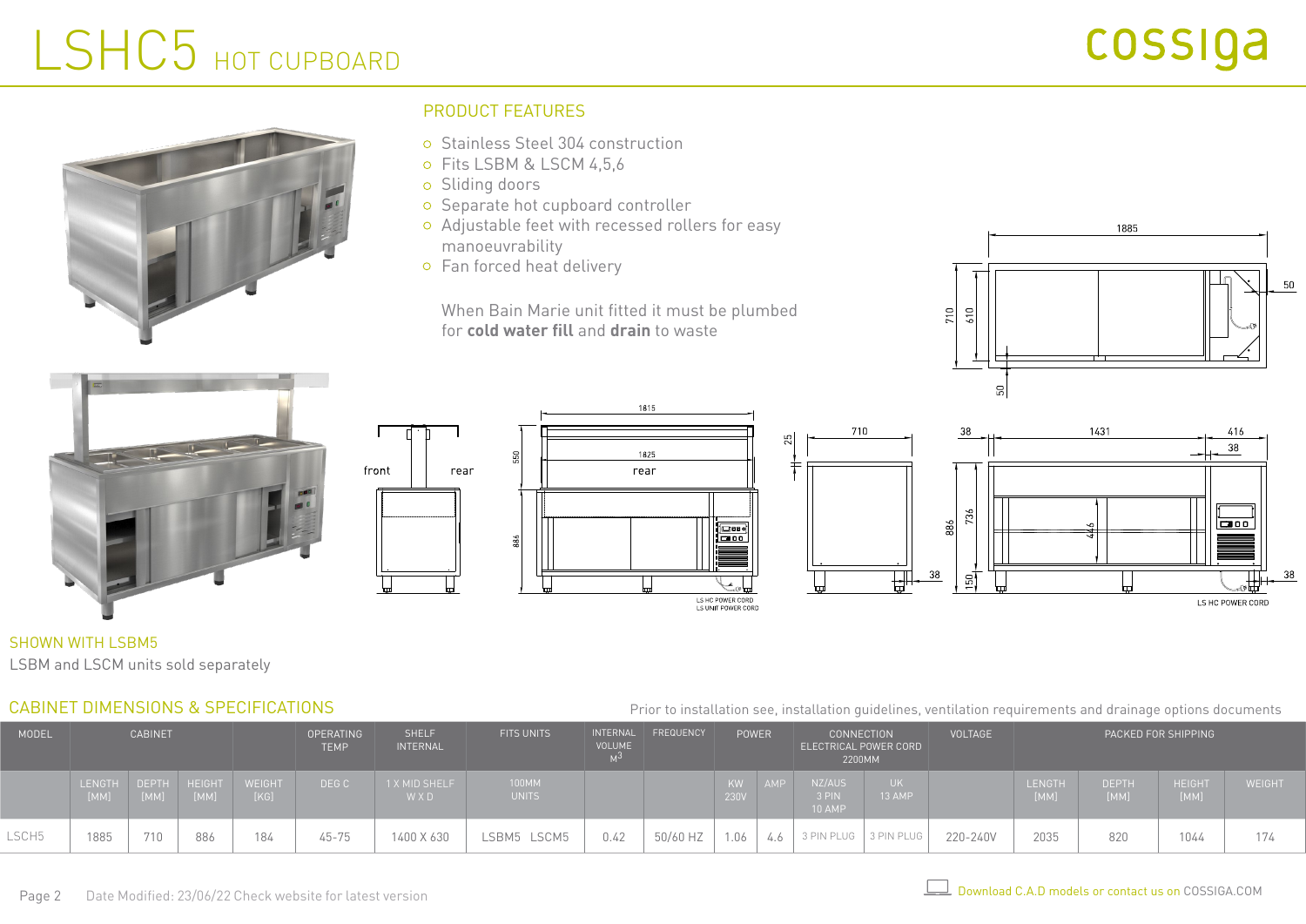# LSHC5 HOT CUPBOARD

cossiga

## PRODUCT FEATURES

- Stainless Steel 304 construction
- Fits LSBM & LSCM 4,5,6
- Sliding doors
- Separate hot cupboard controller
- Adjustable feet with recessed rollers for easy manoeuvrability
- Fan forced heat delivery

When Bain Marie unit fitted it must be plumbed for **cold water fill** and **drain** to waste

SHOWN WITH LSBM5

LSBM and LSCM units sold separately

## CABINET DIMENSIONS & SPECIFICATIONS

Prior to installation see, installation guidelines, ventilation requirements and drainage options documents

| MODEL | CABINET | | | | OPERATING TEMP | SHELF INTERNAL | FITS UNITS | INTERNAL VOLUME $M^3$ | FREQUENCY | POWER | | CONNECTION ELECTRICAL POWER CORD 2200MM | | VOLTAGE | PACKED FOR SHIPPING | | | |
|---|---|---|---|---|---|---|---|---|---|---|---|---|---|---|---|---|---|---|
| | LENGTH [MM] | DEPTH [MM] | HEIGHT [MM] | WEIGHT [KG] | DEG C | 1 X MID SHELF W X D | 100MM UNITS | | | KW 230V | AMP | NZ/AUS 3 PIN 10 AMP | UK 13 AMP | | LENGTH [MM] | DEPTH [MM] | HEIGHT [MM] | WEIGHT |
| LSCH5 | 1885 | 710 | 886 | 184 | 45-75 | 1400 X 630 | LSBM5 LSCM5 | 0.42 | 50/60 HZ | 1.06 | 4.6 | 3 PIN PLUG | 3 PIN PLUG | 220-240V | 2035 | 820 | 1044 | 174 |

Date Modified: 23/06/22 Check website for latest version

Download C.A.D models or contact us on COSSIGA.COM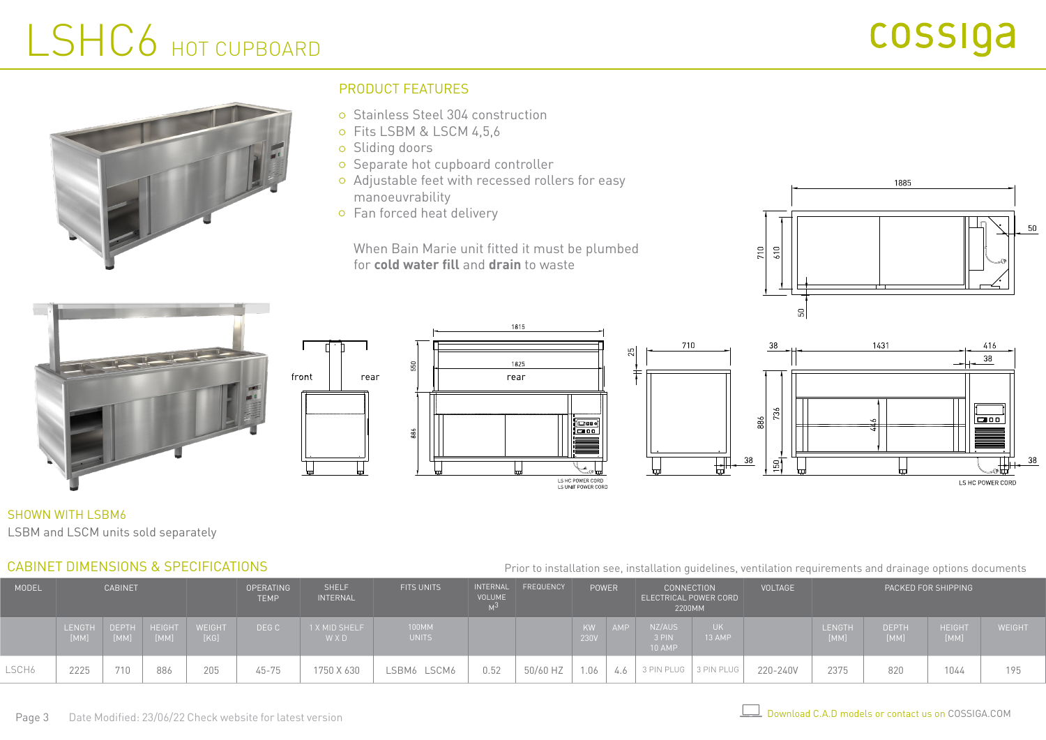# LSHC6 HOT CUPBOARD

cossiga

## PRODUCT FEATURES

- Stainless Steel 304 construction
- Fits LSBM & LSCM 4,5,6
- Sliding doors
- Separate hot cupboard controller
- Adjustable feet with recessed rollers for easy manoeuvrability
- Fan forced heat delivery

When Bain Marie unit fitted it must be plumbed for **cold water fill** and **drain** to waste

1885
50
710
610
50

front
rear

1815
1825
rear
550
886
LS HC POWER CORD
LS UNIT POWER CORD

25
710
886
736
150
38

38
1431
416
38
446
38
LS HC POWER CORD

## SHOWN WITH LSBM6

LSBM and LSCM units sold separately

## CABINET DIMENSIONS & SPECIFICATIONS

Prior to installation see, installation guidelines, ventilation requirements and drainage options documents

| MODEL | CABINET | | | | OPERATING TEMP | SHELF INTERNAL | FITS UNITS | INTERNAL VOLUME $M^3$ | FREQUENCY | POWER | | CONNECTION ELECTRICAL POWER CORD 2200MM | | VOLTAGE | PACKED FOR SHIPPING | | | |
|---|---|---|---|---|---|---|---|---|---|---|---|---|---|---|---|---|---|---|
| | LENGTH [MM] | DEPTH [MM] | HEIGHT [MM] | WEIGHT [KG] | DEG C | 1 X MID SHELF W X D | 100MM UNITS | | | KW 230V | AMP | NZ/AUS 3 PIN 10 AMP | UK 13 AMP | | LENGTH [MM] | DEPTH [MM] | HEIGHT [MM] | WEIGHT |
| LSCH6 | 2225 | 710 | 886 | 205 | 45-75 | 1750 X 630 | LSBM6 LSCM6 | 0.52 | 50/60 HZ | 1.06 | 4.6 | 3 PIN PLUG | 3 PIN PLUG | 220-240V | 2375 | 820 | 1044 | 195 |

Date Modified: 23/06/22 Check website for latest version

Download C.A.D models or contact us on COSSIGA.COM